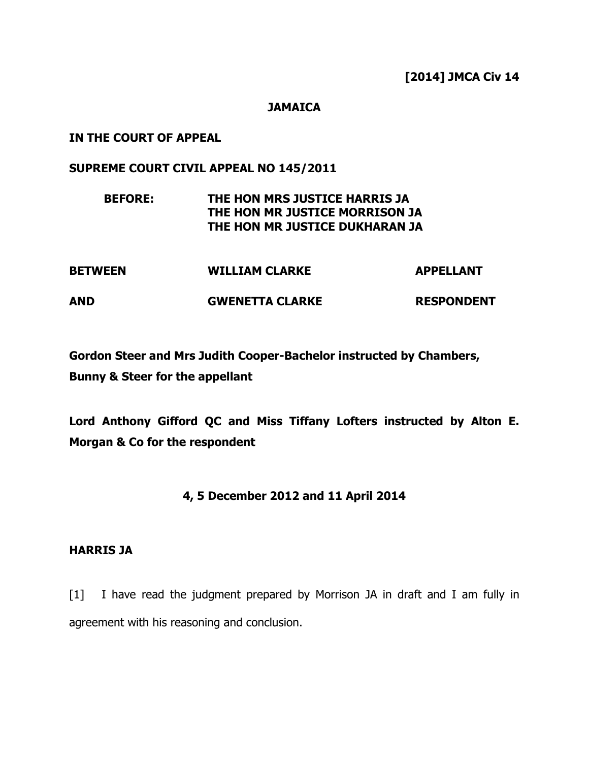**[2014] JMCA Civ 14**

**JAMAICA**

**IN THE COURT OF APPEAL**

**SUPREME COURT CIVIL APPEAL NO 145/2011**

**BEFORE: THE HON MRS JUSTICE HARRIS JA**
**THE HON MR JUSTICE MORRISON JA**
**THE HON MR JUSTICE DUKHARAN JA**

| | | |
|---|---|---|
| **BETWEEN** | **WILLIAM CLARKE** | **APPELLANT** |
| **AND** | **GWENETTA CLARKE** | **RESPONDENT** |

**Gordon Steer and Mrs Judith Cooper-Bachelor instructed by Chambers, Bunny & Steer for the appellant**

**Lord Anthony Gifford QC and Miss Tiffany Lofters instructed by Alton E. Morgan & Co for the respondent**

**4, 5 December 2012 and 11 April 2014**

**HARRIS JA**

[1] I have read the judgment prepared by Morrison JA in draft and I am fully in agreement with his reasoning and conclusion.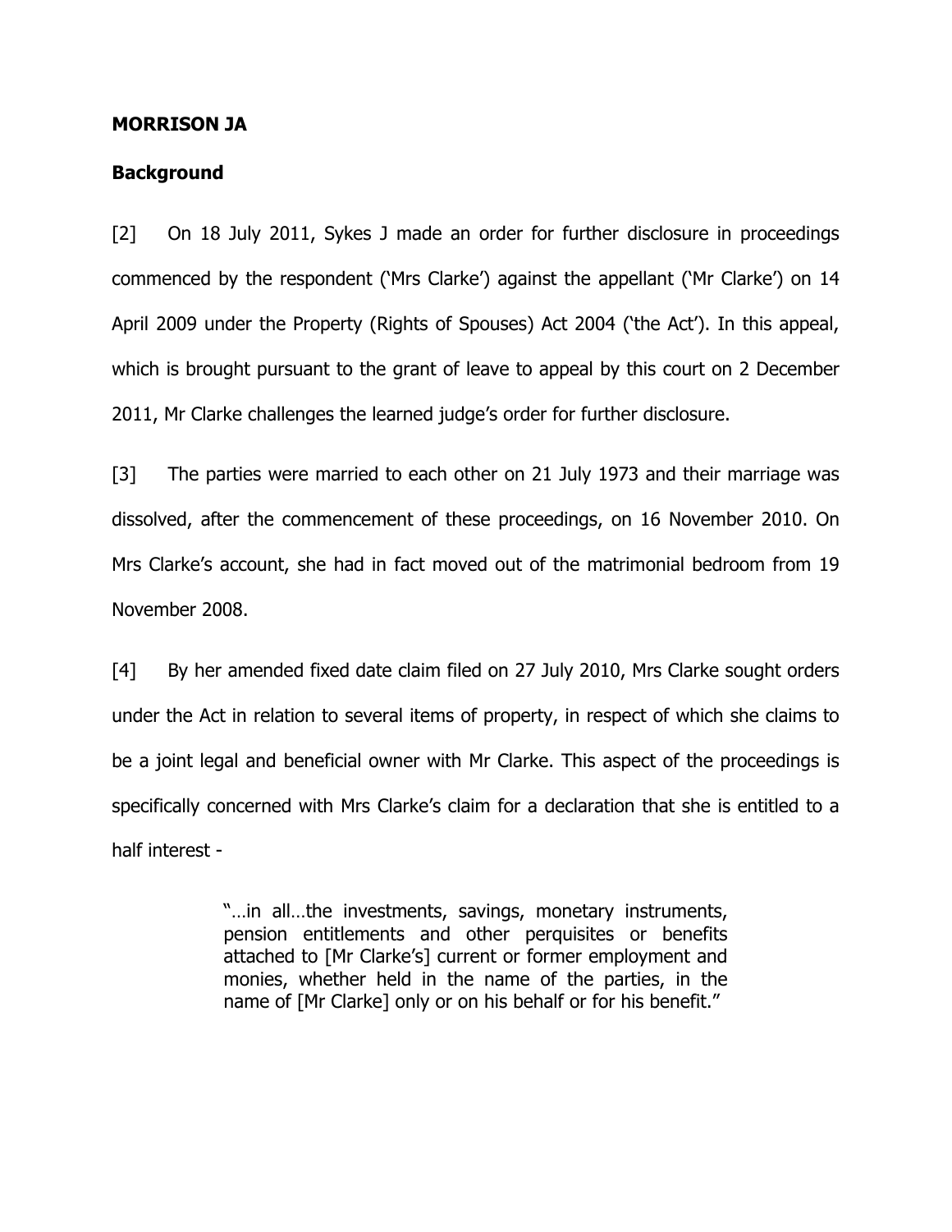**MORRISON JA**

**Background**

[2] On 18 July 2011, Sykes J made an order for further disclosure in proceedings commenced by the respondent ('Mrs Clarke') against the appellant ('Mr Clarke') on 14 April 2009 under the Property (Rights of Spouses) Act 2004 ('the Act'). In this appeal, which is brought pursuant to the grant of leave to appeal by this court on 2 December 2011, Mr Clarke challenges the learned judge's order for further disclosure.

[3] The parties were married to each other on 21 July 1973 and their marriage was dissolved, after the commencement of these proceedings, on 16 November 2010. On Mrs Clarke's account, she had in fact moved out of the matrimonial bedroom from 19 November 2008.

[4] By her amended fixed date claim filed on 27 July 2010, Mrs Clarke sought orders under the Act in relation to several items of property, in respect of which she claims to be a joint legal and beneficial owner with Mr Clarke. This aspect of the proceedings is specifically concerned with Mrs Clarke's claim for a declaration that she is entitled to a half interest -

> "…in all…the investments, savings, monetary instruments, pension entitlements and other perquisites or benefits attached to [Mr Clarke's] current or former employment and monies, whether held in the name of the parties, in the name of [Mr Clarke] only or on his behalf or for his benefit."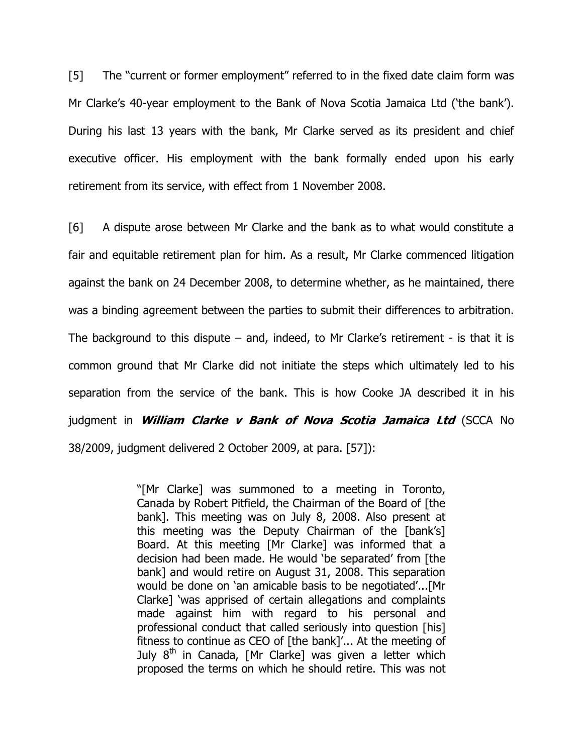[5] The "current or former employment" referred to in the fixed date claim form was Mr Clarke's 40-year employment to the Bank of Nova Scotia Jamaica Ltd ('the bank'). During his last 13 years with the bank, Mr Clarke served as its president and chief executive officer. His employment with the bank formally ended upon his early retirement from its service, with effect from 1 November 2008.

[6] A dispute arose between Mr Clarke and the bank as to what would constitute a fair and equitable retirement plan for him. As a result, Mr Clarke commenced litigation against the bank on 24 December 2008, to determine whether, as he maintained, there was a binding agreement between the parties to submit their differences to arbitration. The background to this dispute – and, indeed, to Mr Clarke's retirement - is that it is common ground that Mr Clarke did not initiate the steps which ultimately led to his separation from the service of the bank. This is how Cooke JA described it in his judgment in ***William Clarke v Bank of Nova Scotia Jamaica Ltd*** (SCCA No 38/2009, judgment delivered 2 October 2009, at para. [57]):

> "[Mr Clarke] was summoned to a meeting in Toronto, Canada by Robert Pitfield, the Chairman of the Board of [the bank]. This meeting was on July 8, 2008. Also present at this meeting was the Deputy Chairman of the [bank's] Board. At this meeting [Mr Clarke] was informed that a decision had been made. He would 'be separated' from [the bank] and would retire on August 31, 2008. This separation would be done on 'an amicable basis to be negotiated'...[Mr Clarke] 'was apprised of certain allegations and complaints made against him with regard to his personal and professional conduct that called seriously into question [his] fitness to continue as CEO of [the bank]'... At the meeting of July 8th in Canada, [Mr Clarke] was given a letter which proposed the terms on which he should retire. This was not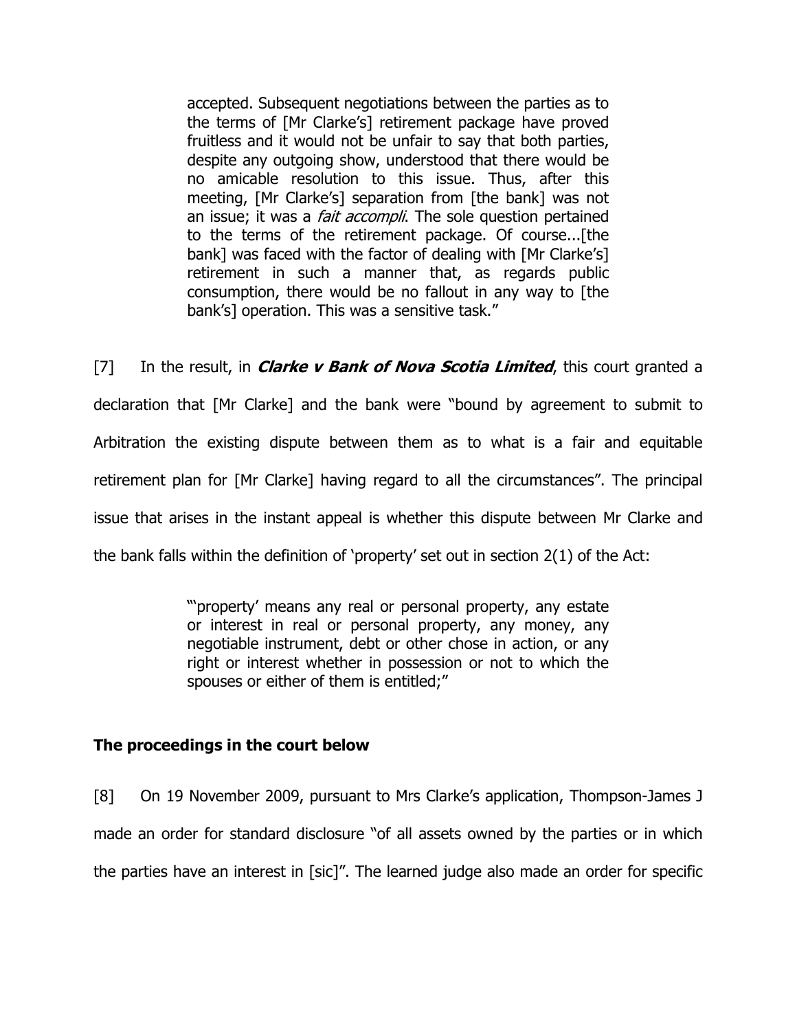> accepted. Subsequent negotiations between the parties as to the terms of [Mr Clarke's] retirement package have proved fruitless and it would not be unfair to say that both parties, despite any outgoing show, understood that there would be no amicable resolution to this issue. Thus, after this meeting, [Mr Clarke's] separation from [the bank] was not an issue; it was a *fait accompli*. The sole question pertained to the terms of the retirement package. Of course...[the bank] was faced with the factor of dealing with [Mr Clarke's] retirement in such a manner that, as regards public consumption, there would be no fallout in any way to [the bank's] operation. This was a sensitive task."

[7] In the result, in ***Clarke v Bank of Nova Scotia Limited***, this court granted a declaration that [Mr Clarke] and the bank were "bound by agreement to submit to Arbitration the existing dispute between them as to what is a fair and equitable retirement plan for [Mr Clarke] having regard to all the circumstances". The principal issue that arises in the instant appeal is whether this dispute between Mr Clarke and the bank falls within the definition of 'property' set out in section 2(1) of the Act:

> "'property' means any real or personal property, any estate or interest in real or personal property, any money, any negotiable instrument, debt or other chose in action, or any right or interest whether in possession or not to which the spouses or either of them is entitled;"

## The proceedings in the court below

[8] On 19 November 2009, pursuant to Mrs Clarke's application, Thompson-James J made an order for standard disclosure "of all assets owned by the parties or in which the parties have an interest in [sic]". The learned judge also made an order for specific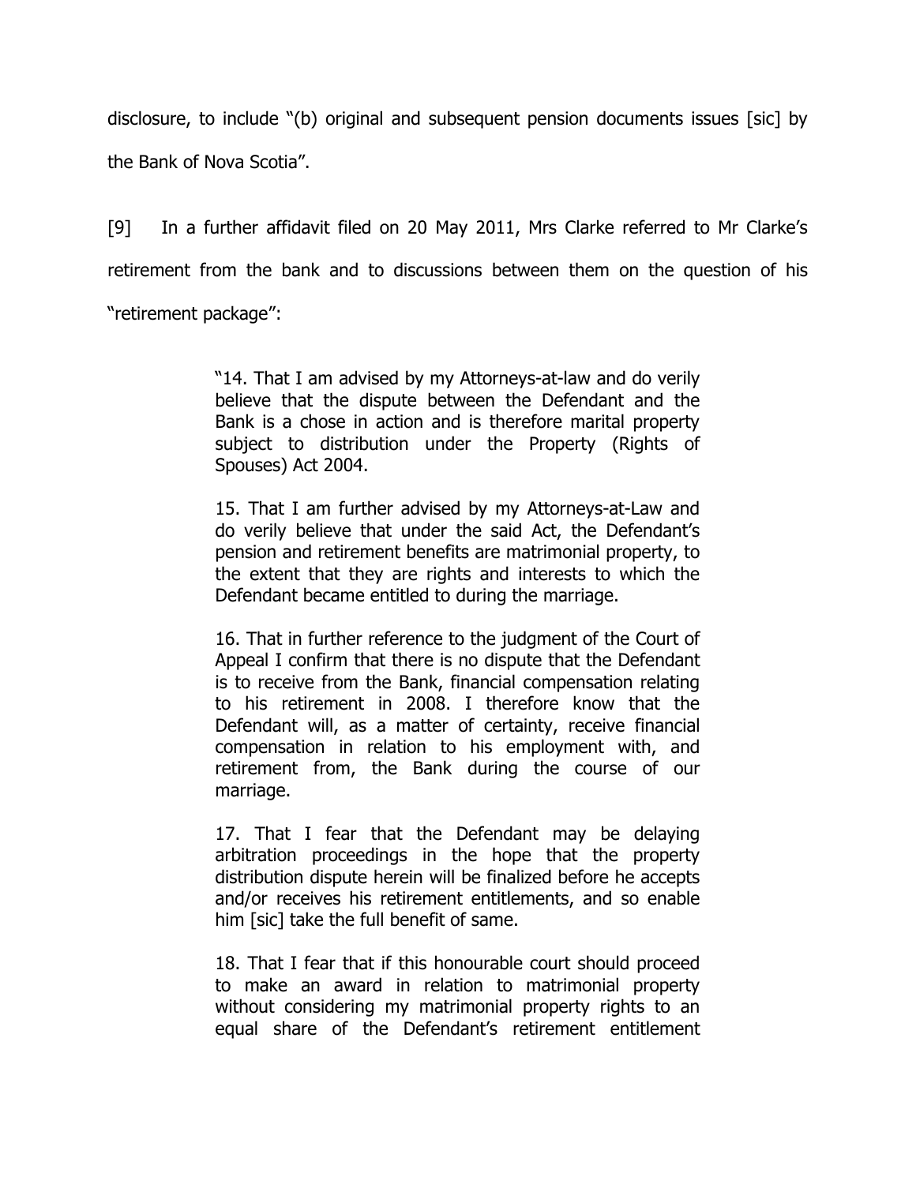disclosure, to include "(b) original and subsequent pension documents issues [sic] by the Bank of Nova Scotia".

[9] In a further affidavit filed on 20 May 2011, Mrs Clarke referred to Mr Clarke's retirement from the bank and to discussions between them on the question of his "retirement package":

> "14. That I am advised by my Attorneys-at-law and do verily believe that the dispute between the Defendant and the Bank is a chose in action and is therefore marital property subject to distribution under the Property (Rights of Spouses) Act 2004.
>
> 15. That I am further advised by my Attorneys-at-Law and do verily believe that under the said Act, the Defendant's pension and retirement benefits are matrimonial property, to the extent that they are rights and interests to which the Defendant became entitled to during the marriage.
>
> 16. That in further reference to the judgment of the Court of Appeal I confirm that there is no dispute that the Defendant is to receive from the Bank, financial compensation relating to his retirement in 2008. I therefore know that the Defendant will, as a matter of certainty, receive financial compensation in relation to his employment with, and retirement from, the Bank during the course of our marriage.
>
> 17. That I fear that the Defendant may be delaying arbitration proceedings in the hope that the property distribution dispute herein will be finalized before he accepts and/or receives his retirement entitlements, and so enable him [sic] take the full benefit of same.
>
> 18. That I fear that if this honourable court should proceed to make an award in relation to matrimonial property without considering my matrimonial property rights to an equal share of the Defendant's retirement entitlement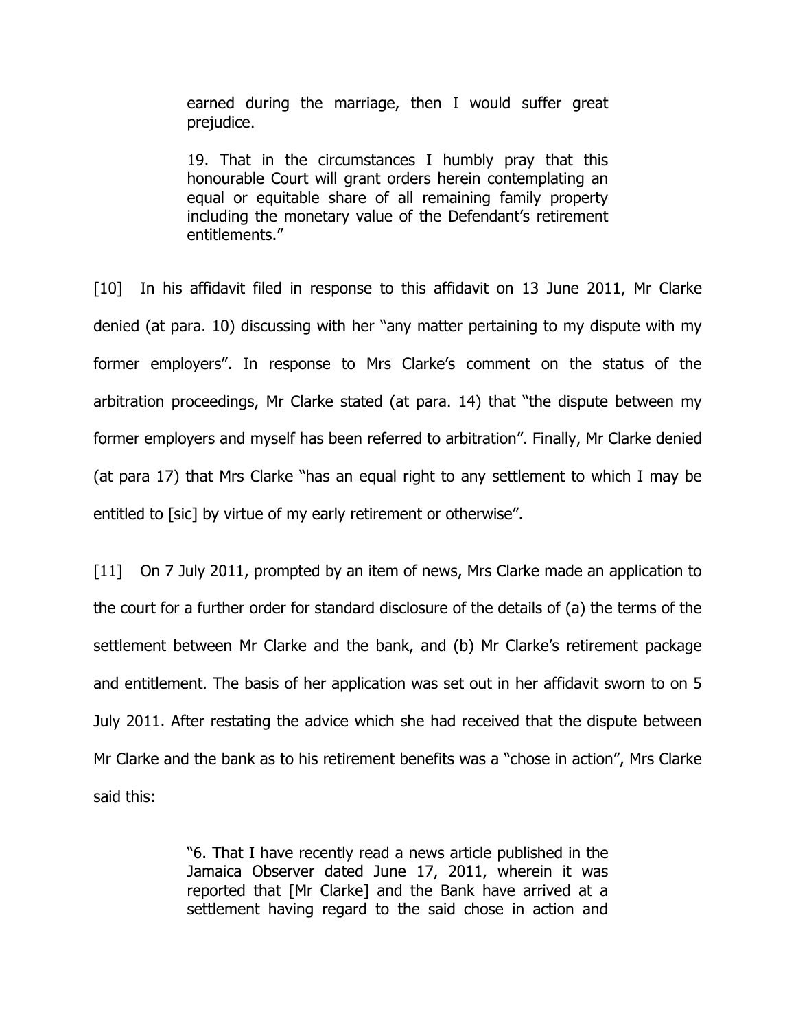> earned during the marriage, then I would suffer great prejudice.
>
> 19. That in the circumstances I humbly pray that this honourable Court will grant orders herein contemplating an equal or equitable share of all remaining family property including the monetary value of the Defendant's retirement entitlements."

[10] In his affidavit filed in response to this affidavit on 13 June 2011, Mr Clarke denied (at para. 10) discussing with her "any matter pertaining to my dispute with my former employers". In response to Mrs Clarke's comment on the status of the arbitration proceedings, Mr Clarke stated (at para. 14) that "the dispute between my former employers and myself has been referred to arbitration". Finally, Mr Clarke denied (at para 17) that Mrs Clarke "has an equal right to any settlement to which I may be entitled to [sic] by virtue of my early retirement or otherwise".

[11] On 7 July 2011, prompted by an item of news, Mrs Clarke made an application to the court for a further order for standard disclosure of the details of (a) the terms of the settlement between Mr Clarke and the bank, and (b) Mr Clarke's retirement package and entitlement. The basis of her application was set out in her affidavit sworn to on 5 July 2011. After restating the advice which she had received that the dispute between Mr Clarke and the bank as to his retirement benefits was a "chose in action", Mrs Clarke said this:

> "6. That I have recently read a news article published in the Jamaica Observer dated June 17, 2011, wherein it was reported that [Mr Clarke] and the Bank have arrived at a settlement having regard to the said chose in action and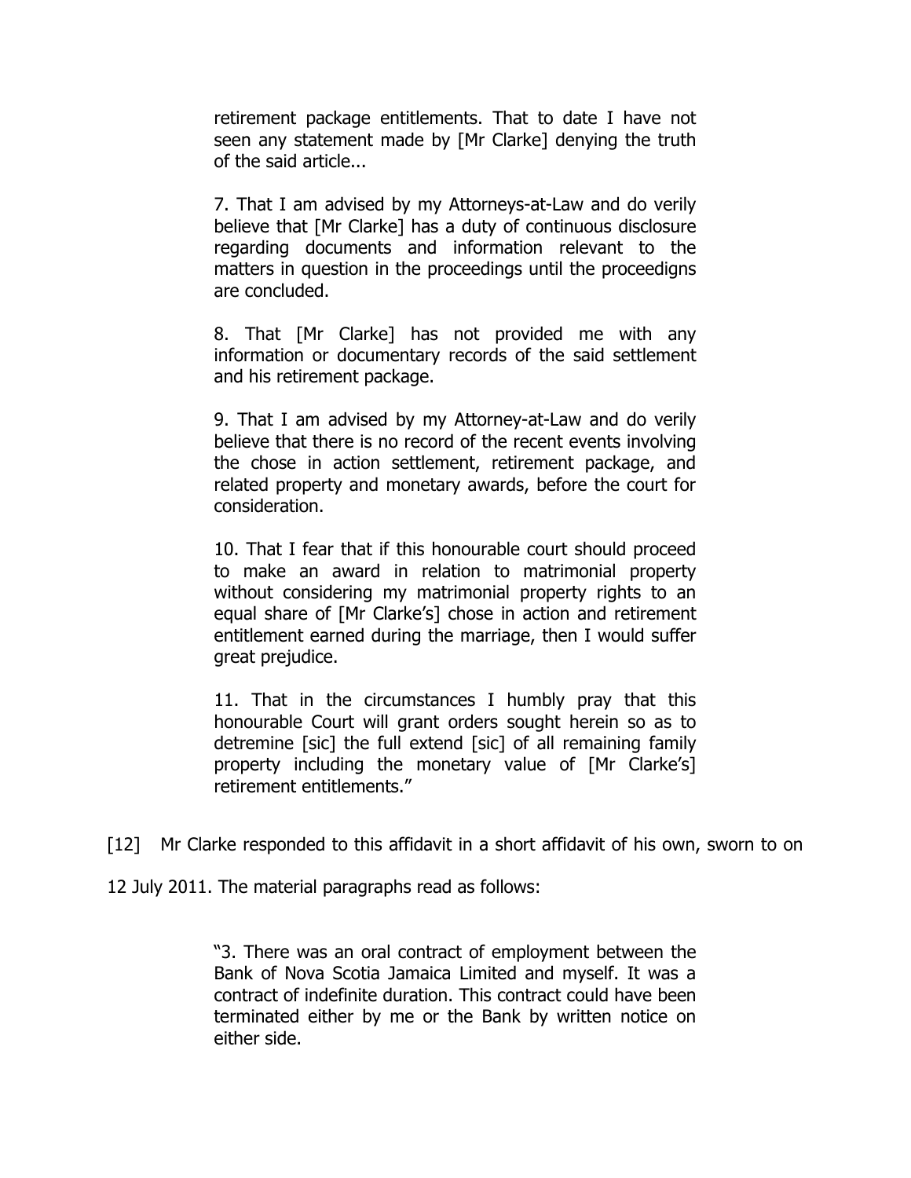> retirement package entitlements. That to date I have not seen any statement made by [Mr Clarke] denying the truth of the said article...
>
> 7. That I am advised by my Attorneys-at-Law and do verily believe that [Mr Clarke] has a duty of continuous disclosure regarding documents and information relevant to the matters in question in the proceedings until the proceedigns are concluded.
>
> 8. That [Mr Clarke] has not provided me with any information or documentary records of the said settlement and his retirement package.
>
> 9. That I am advised by my Attorney-at-Law and do verily believe that there is no record of the recent events involving the chose in action settlement, retirement package, and related property and monetary awards, before the court for consideration.
>
> 10. That I fear that if this honourable court should proceed to make an award in relation to matrimonial property without considering my matrimonial property rights to an equal share of [Mr Clarke's] chose in action and retirement entitlement earned during the marriage, then I would suffer great prejudice.
>
> 11. That in the circumstances I humbly pray that this honourable Court will grant orders sought herein so as to detremine [sic] the full extend [sic] of all remaining family property including the monetary value of [Mr Clarke's] retirement entitlements."

[12] Mr Clarke responded to this affidavit in a short affidavit of his own, sworn to on 12 July 2011. The material paragraphs read as follows:

> "3. There was an oral contract of employment between the Bank of Nova Scotia Jamaica Limited and myself. It was a contract of indefinite duration. This contract could have been terminated either by me or the Bank by written notice on either side.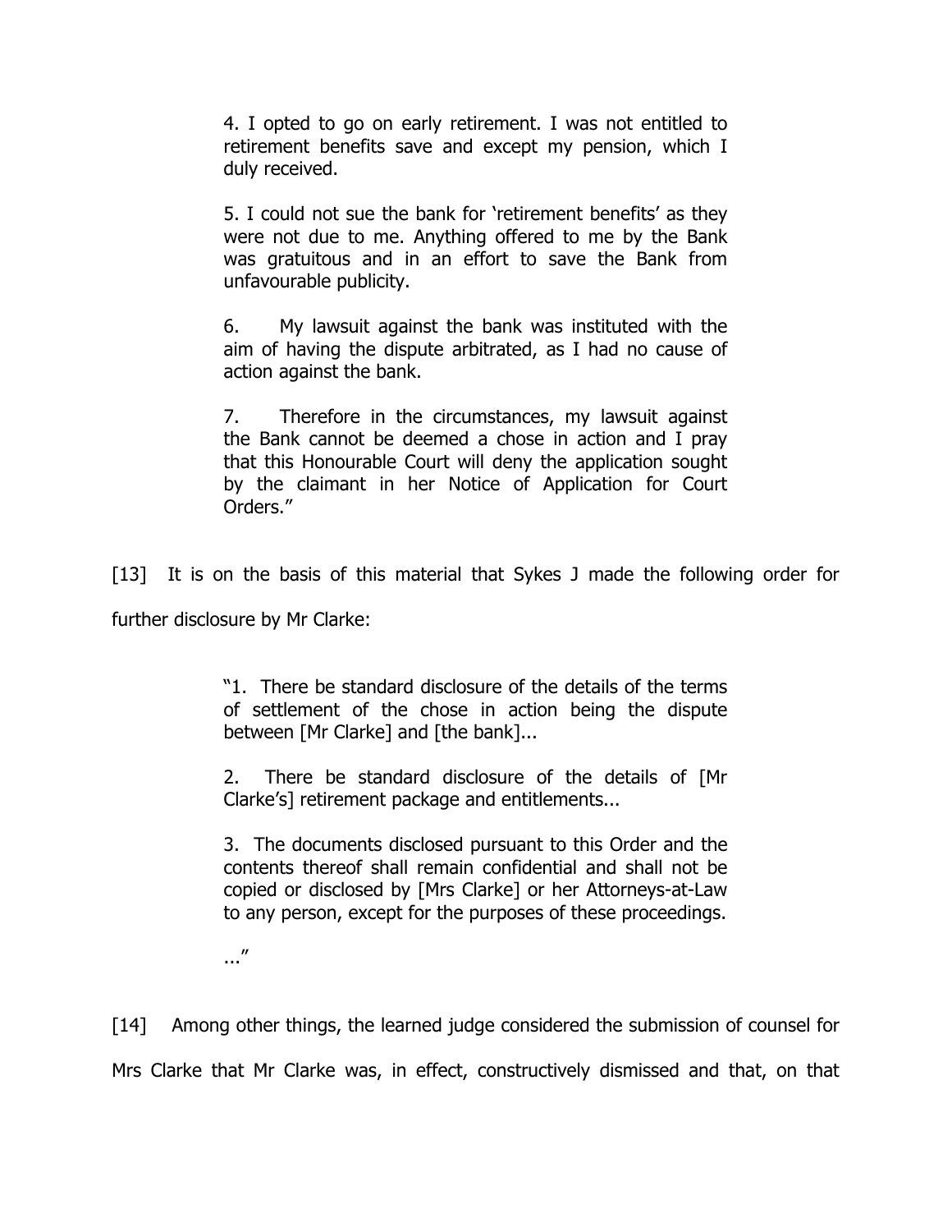> 4. I opted to go on early retirement. I was not entitled to retirement benefits save and except my pension, which I duly received.
>
> 5. I could not sue the bank for 'retirement benefits' as they were not due to me. Anything offered to me by the Bank was gratuitous and in an effort to save the Bank from unfavourable publicity.
>
> 6. My lawsuit against the bank was instituted with the aim of having the dispute arbitrated, as I had no cause of action against the bank.
>
> 7. Therefore in the circumstances, my lawsuit against the Bank cannot be deemed a chose in action and I pray that this Honourable Court will deny the application sought by the claimant in her Notice of Application for Court Orders."

[13] It is on the basis of this material that Sykes J made the following order for further disclosure by Mr Clarke:

> "1. There be standard disclosure of the details of the terms of settlement of the chose in action being the dispute between [Mr Clarke] and [the bank]...
>
> 2. There be standard disclosure of the details of [Mr Clarke's] retirement package and entitlements...
>
> 3. The documents disclosed pursuant to this Order and the contents thereof shall remain confidential and shall not be copied or disclosed by [Mrs Clarke] or her Attorneys-at-Law to any person, except for the purposes of these proceedings.
>
> ..."

[14] Among other things, the learned judge considered the submission of counsel for Mrs Clarke that Mr Clarke was, in effect, constructively dismissed and that, on that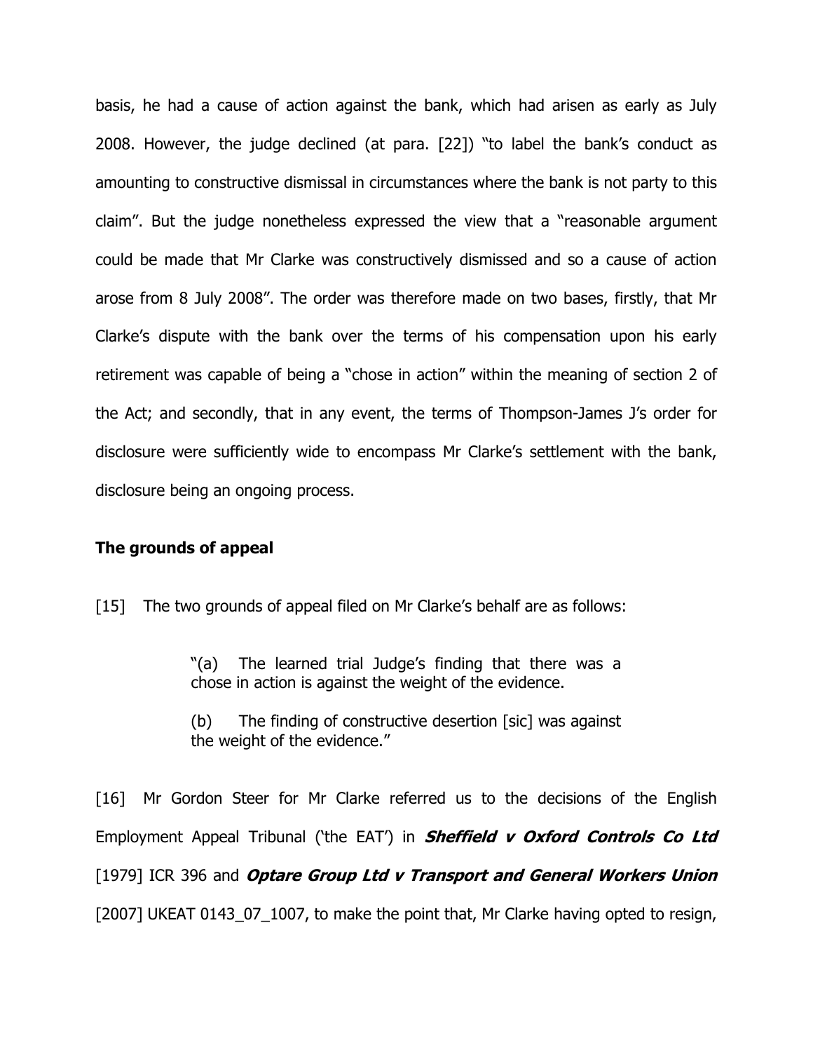basis, he had a cause of action against the bank, which had arisen as early as July 2008. However, the judge declined (at para. [22]) "to label the bank's conduct as amounting to constructive dismissal in circumstances where the bank is not party to this claim". But the judge nonetheless expressed the view that a "reasonable argument could be made that Mr Clarke was constructively dismissed and so a cause of action arose from 8 July 2008". The order was therefore made on two bases, firstly, that Mr Clarke's dispute with the bank over the terms of his compensation upon his early retirement was capable of being a "chose in action" within the meaning of section 2 of the Act; and secondly, that in any event, the terms of Thompson-James J's order for disclosure were sufficiently wide to encompass Mr Clarke's settlement with the bank, disclosure being an ongoing process.

**The grounds of appeal**

[15] The two grounds of appeal filed on Mr Clarke's behalf are as follows:

> "(a) The learned trial Judge's finding that there was a chose in action is against the weight of the evidence.
>
> (b) The finding of constructive desertion [sic] was against the weight of the evidence."

[16] Mr Gordon Steer for Mr Clarke referred us to the decisions of the English Employment Appeal Tribunal ('the EAT') in ***Sheffield v Oxford Controls Co Ltd*** [1979] ICR 396 and ***Optare Group Ltd v Transport and General Workers Union*** [2007] UKEAT 0143_07_1007, to make the point that, Mr Clarke having opted to resign,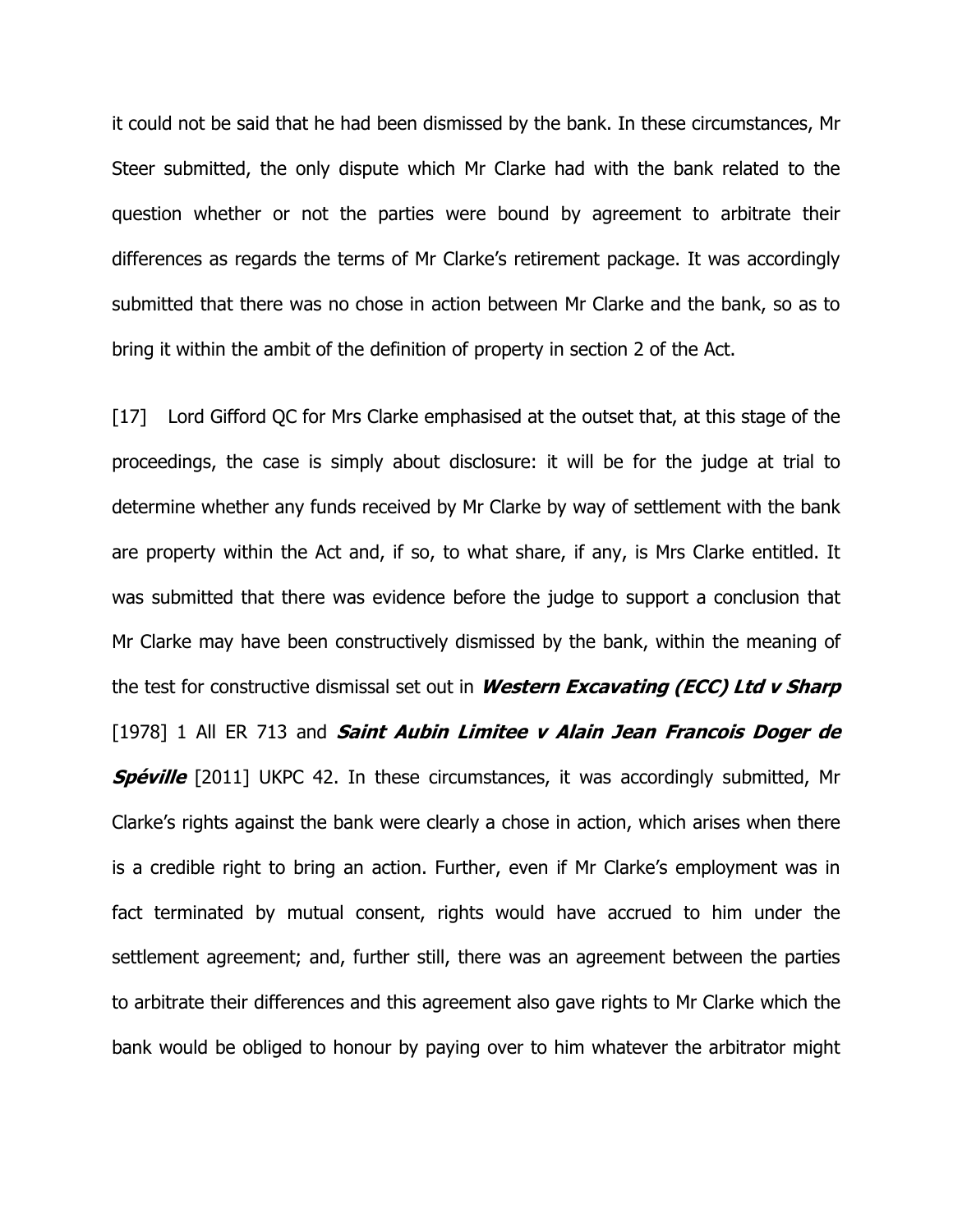it could not be said that he had been dismissed by the bank. In these circumstances, Mr Steer submitted, the only dispute which Mr Clarke had with the bank related to the question whether or not the parties were bound by agreement to arbitrate their differences as regards the terms of Mr Clarke's retirement package. It was accordingly submitted that there was no chose in action between Mr Clarke and the bank, so as to bring it within the ambit of the definition of property in section 2 of the Act.

[17] Lord Gifford QC for Mrs Clarke emphasised at the outset that, at this stage of the proceedings, the case is simply about disclosure: it will be for the judge at trial to determine whether any funds received by Mr Clarke by way of settlement with the bank are property within the Act and, if so, to what share, if any, is Mrs Clarke entitled. It was submitted that there was evidence before the judge to support a conclusion that Mr Clarke may have been constructively dismissed by the bank, within the meaning of the test for constructive dismissal set out in ***Western Excavating (ECC) Ltd v Sharp*** [1978] 1 All ER 713 and ***Saint Aubin Limitee v Alain Jean Francois Doger de Spéville*** [2011] UKPC 42. In these circumstances, it was accordingly submitted, Mr Clarke's rights against the bank were clearly a chose in action, which arises when there is a credible right to bring an action. Further, even if Mr Clarke's employment was in fact terminated by mutual consent, rights would have accrued to him under the settlement agreement; and, further still, there was an agreement between the parties to arbitrate their differences and this agreement also gave rights to Mr Clarke which the bank would be obliged to honour by paying over to him whatever the arbitrator might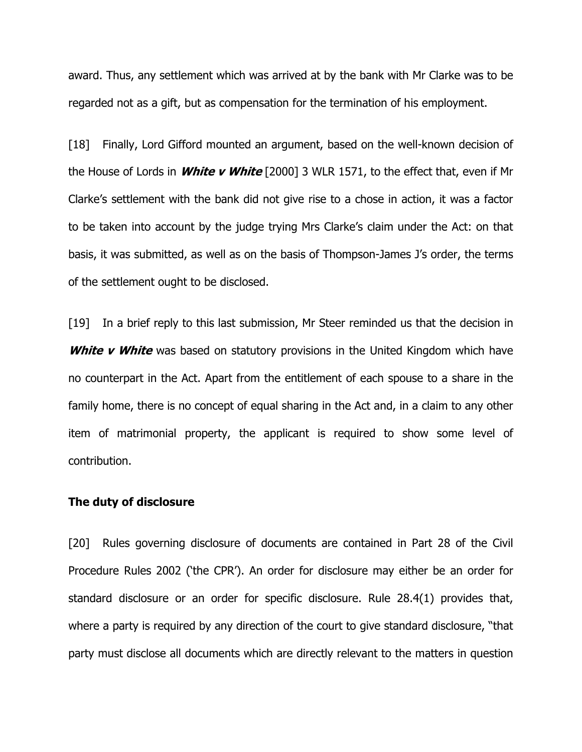award. Thus, any settlement which was arrived at by the bank with Mr Clarke was to be regarded not as a gift, but as compensation for the termination of his employment.

[18] Finally, Lord Gifford mounted an argument, based on the well-known decision of the House of Lords in ***White v White*** [2000] 3 WLR 1571, to the effect that, even if Mr Clarke's settlement with the bank did not give rise to a chose in action, it was a factor to be taken into account by the judge trying Mrs Clarke's claim under the Act: on that basis, it was submitted, as well as on the basis of Thompson-James J's order, the terms of the settlement ought to be disclosed.

[19] In a brief reply to this last submission, Mr Steer reminded us that the decision in ***White v White*** was based on statutory provisions in the United Kingdom which have no counterpart in the Act. Apart from the entitlement of each spouse to a share in the family home, there is no concept of equal sharing in the Act and, in a claim to any other item of matrimonial property, the applicant is required to show some level of contribution.

**The duty of disclosure**

[20] Rules governing disclosure of documents are contained in Part 28 of the Civil Procedure Rules 2002 ('the CPR'). An order for disclosure may either be an order for standard disclosure or an order for specific disclosure. Rule 28.4(1) provides that, where a party is required by any direction of the court to give standard disclosure, "that party must disclose all documents which are directly relevant to the matters in question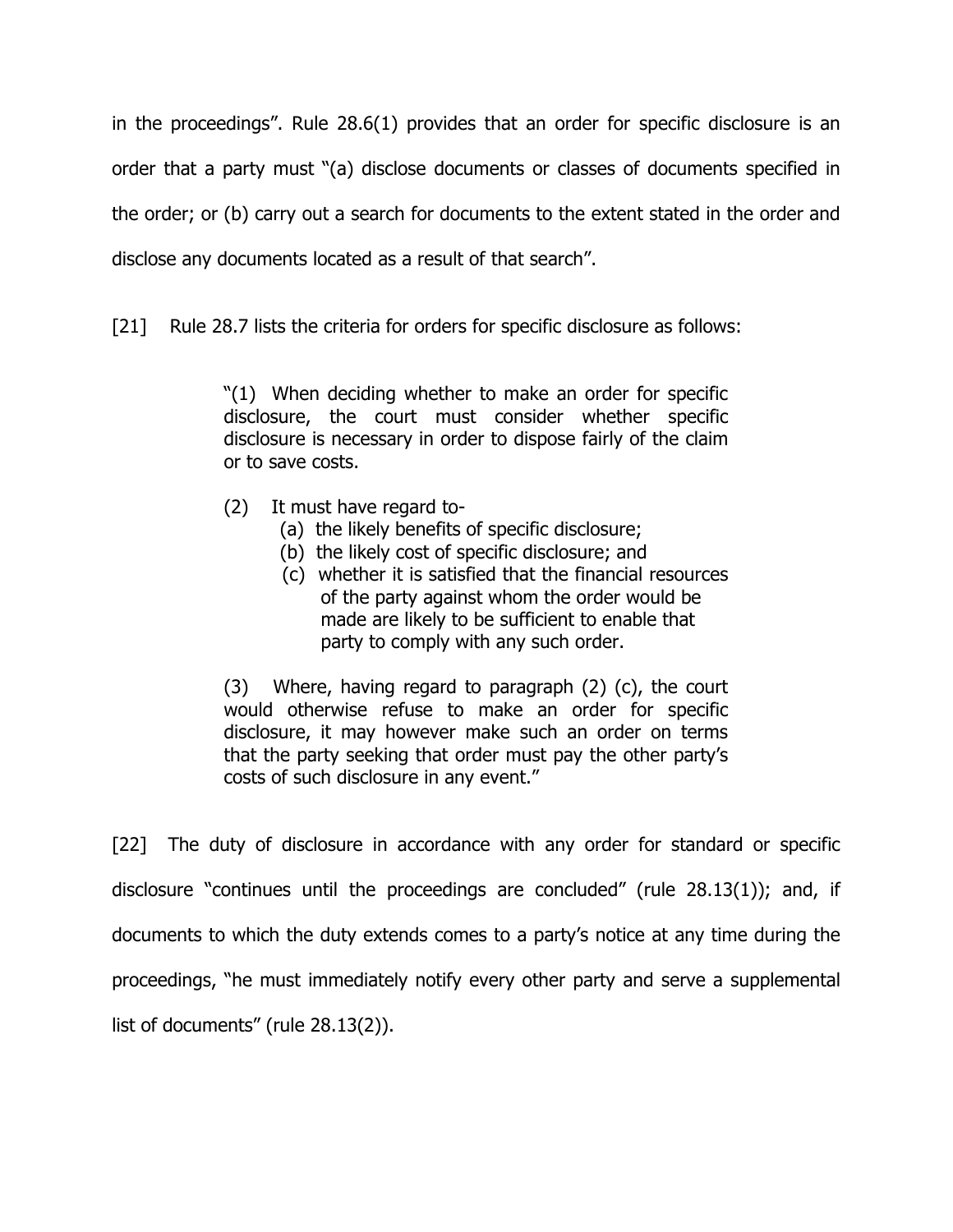in the proceedings". Rule 28.6(1) provides that an order for specific disclosure is an order that a party must "(a) disclose documents or classes of documents specified in the order; or (b) carry out a search for documents to the extent stated in the order and disclose any documents located as a result of that search".

[21] Rule 28.7 lists the criteria for orders for specific disclosure as follows:

> "(1) When deciding whether to make an order for specific disclosure, the court must consider whether specific disclosure is necessary in order to dispose fairly of the claim or to save costs.
>
> (2) It must have regard to-
> (a) the likely benefits of specific disclosure;
> (b) the likely cost of specific disclosure; and
> (c) whether it is satisfied that the financial resources of the party against whom the order would be made are likely to be sufficient to enable that party to comply with any such order.
>
> (3) Where, having regard to paragraph (2) (c), the court would otherwise refuse to make an order for specific disclosure, it may however make such an order on terms that the party seeking that order must pay the other party's costs of such disclosure in any event."

[22] The duty of disclosure in accordance with any order for standard or specific disclosure "continues until the proceedings are concluded" (rule 28.13(1)); and, if documents to which the duty extends comes to a party's notice at any time during the proceedings, "he must immediately notify every other party and serve a supplemental list of documents" (rule 28.13(2)).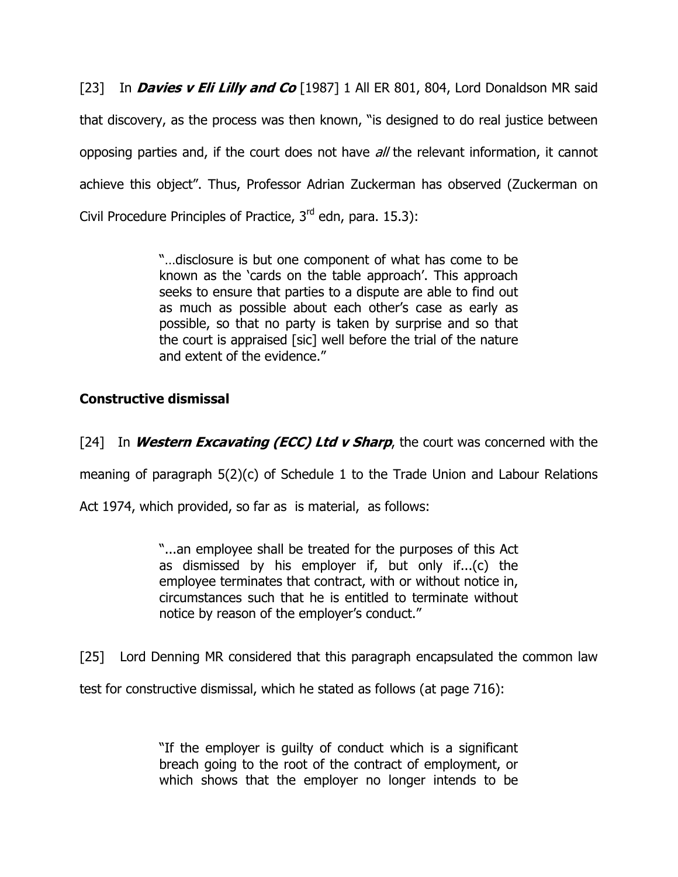[23] In ***Davies v Eli Lilly and Co*** [1987] 1 All ER 801, 804, Lord Donaldson MR said that discovery, as the process was then known, "is designed to do real justice between opposing parties and, if the court does not have *all* the relevant information, it cannot achieve this object". Thus, Professor Adrian Zuckerman has observed (Zuckerman on Civil Procedure Principles of Practice, 3rd edn, para. 15.3):

> "…disclosure is but one component of what has come to be known as the 'cards on the table approach'. This approach seeks to ensure that parties to a dispute are able to find out as much as possible about each other's case as early as possible, so that no party is taken by surprise and so that the court is appraised [sic] well before the trial of the nature and extent of the evidence."

## Constructive dismissal

[24] In ***Western Excavating (ECC) Ltd v Sharp***, the court was concerned with the meaning of paragraph 5(2)(c) of Schedule 1 to the Trade Union and Labour Relations Act 1974, which provided, so far as is material, as follows:

> "...an employee shall be treated for the purposes of this Act as dismissed by his employer if, but only if...(c) the employee terminates that contract, with or without notice in, circumstances such that he is entitled to terminate without notice by reason of the employer's conduct."

[25] Lord Denning MR considered that this paragraph encapsulated the common law test for constructive dismissal, which he stated as follows (at page 716):

> "If the employer is guilty of conduct which is a significant breach going to the root of the contract of employment, or which shows that the employer no longer intends to be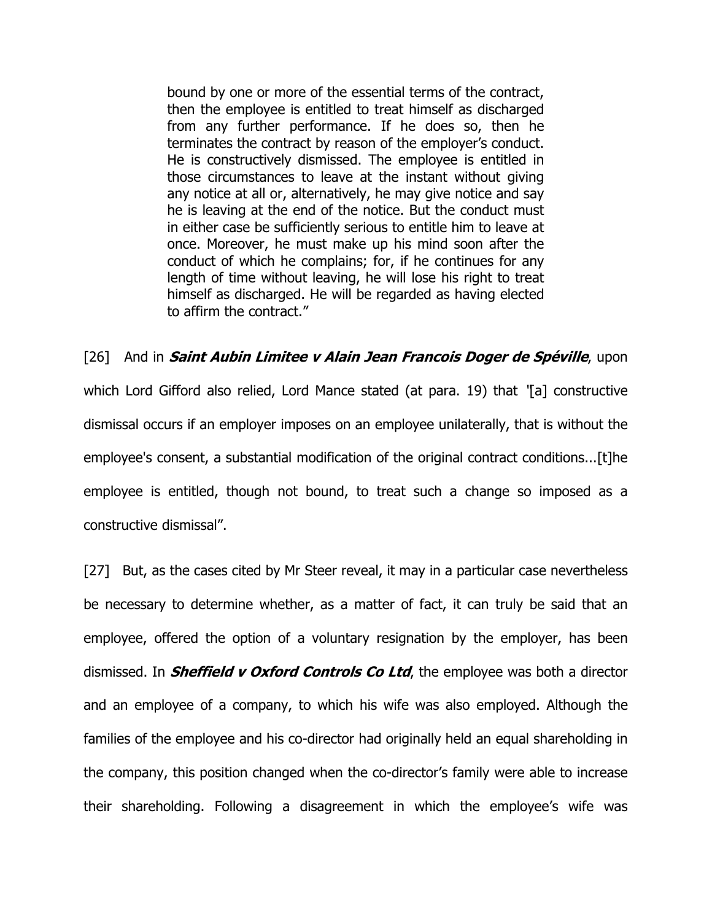> bound by one or more of the essential terms of the contract, then the employee is entitled to treat himself as discharged from any further performance. If he does so, then he terminates the contract by reason of the employer's conduct. He is constructively dismissed. The employee is entitled in those circumstances to leave at the instant without giving any notice at all or, alternatively, he may give notice and say he is leaving at the end of the notice. But the conduct must in either case be sufficiently serious to entitle him to leave at once. Moreover, he must make up his mind soon after the conduct of which he complains; for, if he continues for any length of time without leaving, he will lose his right to treat himself as discharged. He will be regarded as having elected to affirm the contract."

[26] And in ***Saint Aubin Limitee v Alain Jean Francois Doger de Spéville***, upon which Lord Gifford also relied, Lord Mance stated (at para. 19) that "[a] constructive dismissal occurs if an employer imposes on an employee unilaterally, that is without the employee's consent, a substantial modification of the original contract conditions...[t]he employee is entitled, though not bound, to treat such a change so imposed as a constructive dismissal".

[27] But, as the cases cited by Mr Steer reveal, it may in a particular case nevertheless be necessary to determine whether, as a matter of fact, it can truly be said that an employee, offered the option of a voluntary resignation by the employer, has been dismissed. In ***Sheffield v Oxford Controls Co Ltd***, the employee was both a director and an employee of a company, to which his wife was also employed. Although the families of the employee and his co-director had originally held an equal shareholding in the company, this position changed when the co-director's family were able to increase their shareholding. Following a disagreement in which the employee's wife was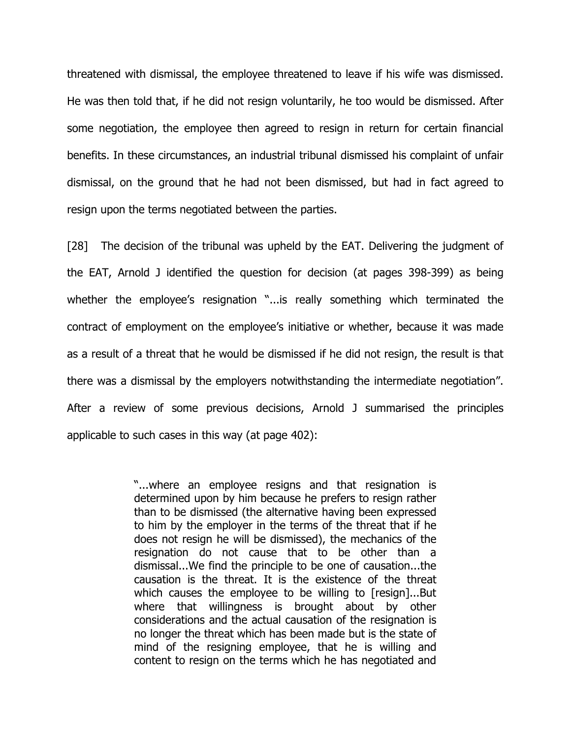threatened with dismissal, the employee threatened to leave if his wife was dismissed. He was then told that, if he did not resign voluntarily, he too would be dismissed. After some negotiation, the employee then agreed to resign in return for certain financial benefits. In these circumstances, an industrial tribunal dismissed his complaint of unfair dismissal, on the ground that he had not been dismissed, but had in fact agreed to resign upon the terms negotiated between the parties.

[28] The decision of the tribunal was upheld by the EAT. Delivering the judgment of the EAT, Arnold J identified the question for decision (at pages 398-399) as being whether the employee's resignation "...is really something which terminated the contract of employment on the employee's initiative or whether, because it was made as a result of a threat that he would be dismissed if he did not resign, the result is that there was a dismissal by the employers notwithstanding the intermediate negotiation". After a review of some previous decisions, Arnold J summarised the principles applicable to such cases in this way (at page 402):

> "...where an employee resigns and that resignation is determined upon by him because he prefers to resign rather than to be dismissed (the alternative having been expressed to him by the employer in the terms of the threat that if he does not resign he will be dismissed), the mechanics of the resignation do not cause that to be other than a dismissal...We find the principle to be one of causation...the causation is the threat. It is the existence of the threat which causes the employee to be willing to [resign]...But where that willingness is brought about by other considerations and the actual causation of the resignation is no longer the threat which has been made but is the state of mind of the resigning employee, that he is willing and content to resign on the terms which he has negotiated and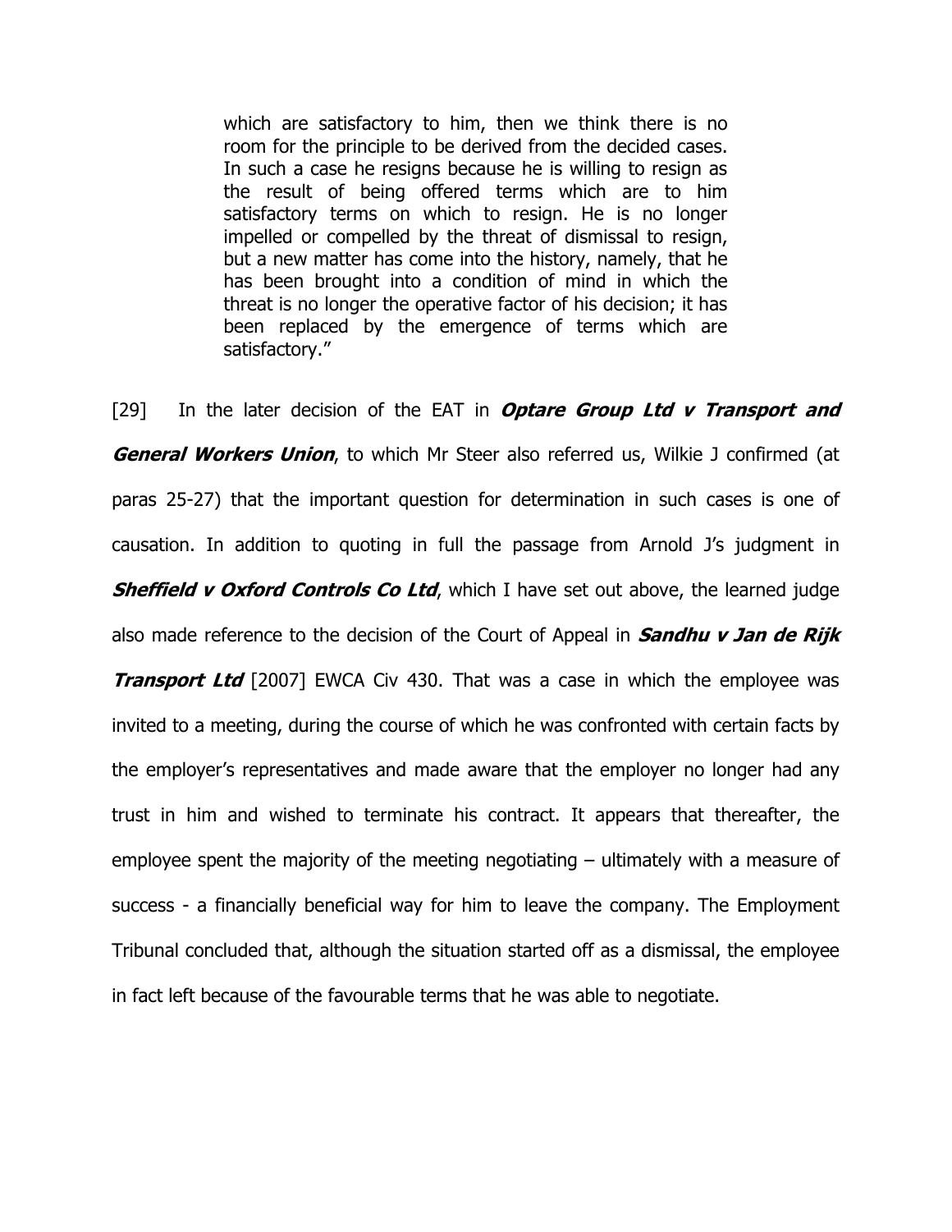> which are satisfactory to him, then we think there is no room for the principle to be derived from the decided cases. In such a case he resigns because he is willing to resign as the result of being offered terms which are to him satisfactory terms on which to resign. He is no longer impelled or compelled by the threat of dismissal to resign, but a new matter has come into the history, namely, that he has been brought into a condition of mind in which the threat is no longer the operative factor of his decision; it has been replaced by the emergence of terms which are satisfactory."

[29] In the later decision of the EAT in ***Optare Group Ltd v Transport and General Workers Union***, to which Mr Steer also referred us, Wilkie J confirmed (at paras 25-27) that the important question for determination in such cases is one of causation. In addition to quoting in full the passage from Arnold J's judgment in ***Sheffield v Oxford Controls Co Ltd***, which I have set out above, the learned judge also made reference to the decision of the Court of Appeal in ***Sandhu v Jan de Rijk Transport Ltd*** [2007] EWCA Civ 430. That was a case in which the employee was invited to a meeting, during the course of which he was confronted with certain facts by the employer's representatives and made aware that the employer no longer had any trust in him and wished to terminate his contract. It appears that thereafter, the employee spent the majority of the meeting negotiating – ultimately with a measure of success - a financially beneficial way for him to leave the company. The Employment Tribunal concluded that, although the situation started off as a dismissal, the employee in fact left because of the favourable terms that he was able to negotiate.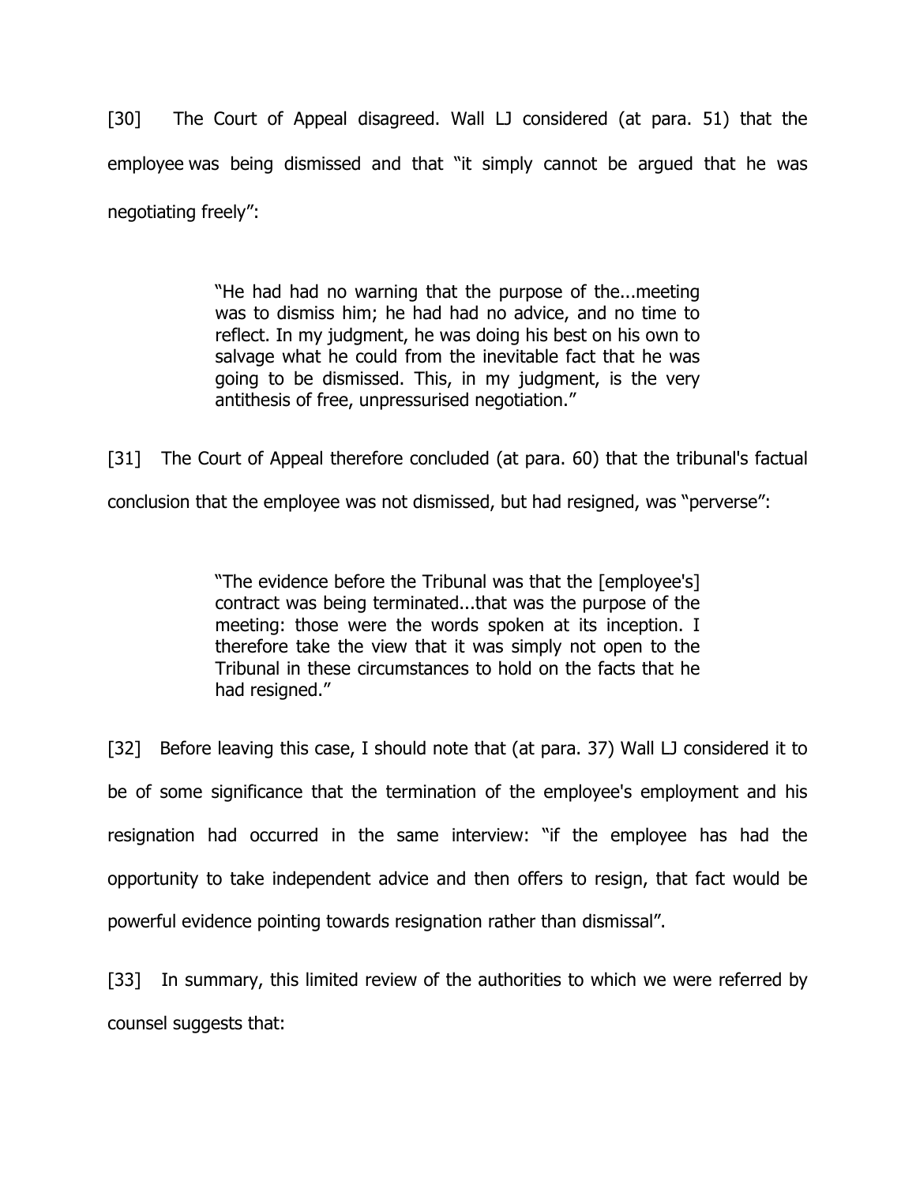[30] The Court of Appeal disagreed. Wall LJ considered (at para. 51) that the employee was being dismissed and that "it simply cannot be argued that he was negotiating freely":

> "He had had no warning that the purpose of the...meeting was to dismiss him; he had had no advice, and no time to reflect. In my judgment, he was doing his best on his own to salvage what he could from the inevitable fact that he was going to be dismissed. This, in my judgment, is the very antithesis of free, unpressurised negotiation."

[31] The Court of Appeal therefore concluded (at para. 60) that the tribunal's factual conclusion that the employee was not dismissed, but had resigned, was "perverse":

> "The evidence before the Tribunal was that the [employee's] contract was being terminated...that was the purpose of the meeting: those were the words spoken at its inception. I therefore take the view that it was simply not open to the Tribunal in these circumstances to hold on the facts that he had resigned."

[32] Before leaving this case, I should note that (at para. 37) Wall LJ considered it to be of some significance that the termination of the employee's employment and his resignation had occurred in the same interview: "if the employee has had the opportunity to take independent advice and then offers to resign, that fact would be powerful evidence pointing towards resignation rather than dismissal".

[33] In summary, this limited review of the authorities to which we were referred by counsel suggests that: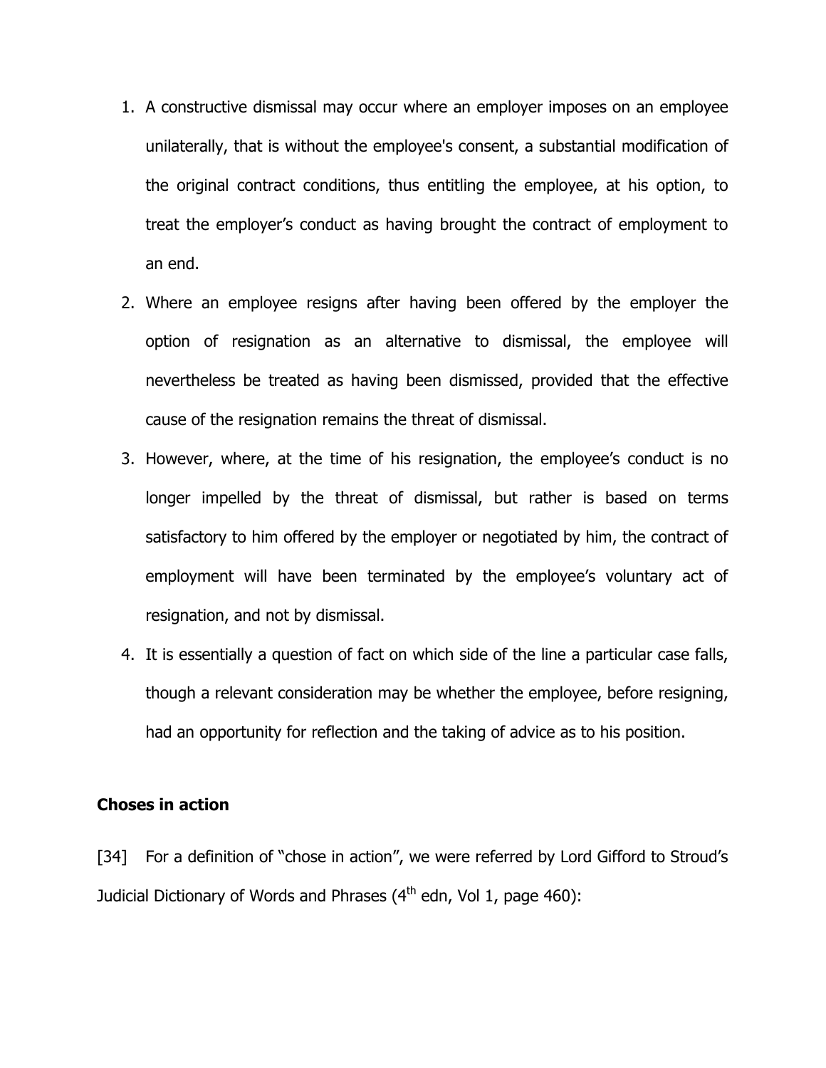1. A constructive dismissal may occur where an employer imposes on an employee unilaterally, that is without the employee's consent, a substantial modification of the original contract conditions, thus entitling the employee, at his option, to treat the employer's conduct as having brought the contract of employment to an end.
2. Where an employee resigns after having been offered by the employer the option of resignation as an alternative to dismissal, the employee will nevertheless be treated as having been dismissed, provided that the effective cause of the resignation remains the threat of dismissal.
3. However, where, at the time of his resignation, the employee's conduct is no longer impelled by the threat of dismissal, but rather is based on terms satisfactory to him offered by the employer or negotiated by him, the contract of employment will have been terminated by the employee's voluntary act of resignation, and not by dismissal.
4. It is essentially a question of fact on which side of the line a particular case falls, though a relevant consideration may be whether the employee, before resigning, had an opportunity for reflection and the taking of advice as to his position.

**Choses in action**

[34] For a definition of "chose in action", we were referred by Lord Gifford to Stroud's Judicial Dictionary of Words and Phrases (4th edn, Vol 1, page 460):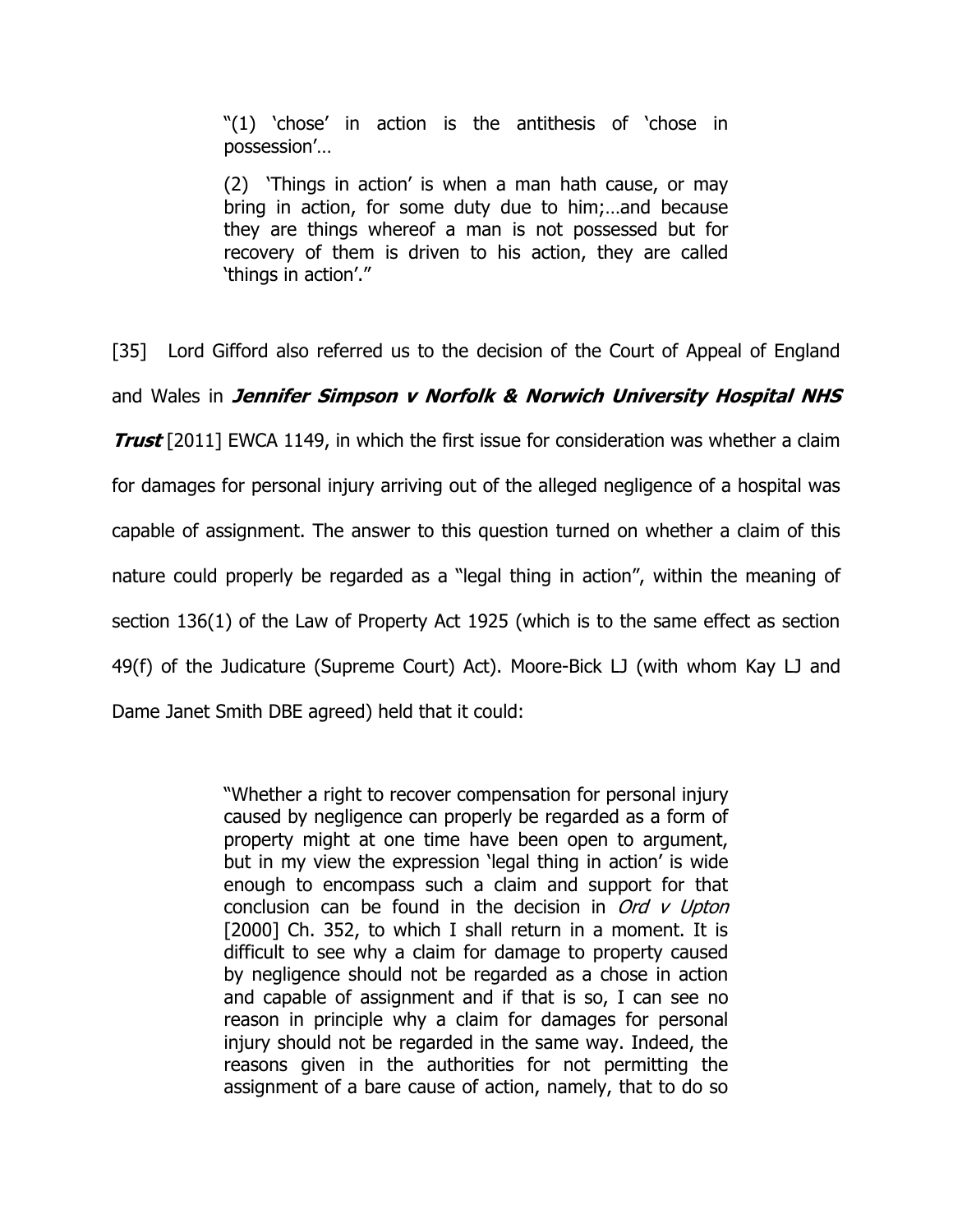> "(1) 'chose' in action is the antithesis of 'chose in possession'…
>
> (2) 'Things in action' is when a man hath cause, or may bring in action, for some duty due to him;…and because they are things whereof a man is not possessed but for recovery of them is driven to his action, they are called 'things in action'."

[35] Lord Gifford also referred us to the decision of the Court of Appeal of England and Wales in ***Jennifer Simpson v Norfolk & Norwich University Hospital NHS Trust*** [2011] EWCA 1149, in which the first issue for consideration was whether a claim for damages for personal injury arriving out of the alleged negligence of a hospital was capable of assignment. The answer to this question turned on whether a claim of this nature could properly be regarded as a "legal thing in action", within the meaning of section 136(1) of the Law of Property Act 1925 (which is to the same effect as section 49(f) of the Judicature (Supreme Court) Act). Moore-Bick LJ (with whom Kay LJ and Dame Janet Smith DBE agreed) held that it could:

> "Whether a right to recover compensation for personal injury caused by negligence can properly be regarded as a form of property might at one time have been open to argument, but in my view the expression 'legal thing in action' is wide enough to encompass such a claim and support for that conclusion can be found in the decision in *Ord v Upton* [2000] Ch. 352, to which I shall return in a moment. It is difficult to see why a claim for damage to property caused by negligence should not be regarded as a chose in action and capable of assignment and if that is so, I can see no reason in principle why a claim for damages for personal injury should not be regarded in the same way. Indeed, the reasons given in the authorities for not permitting the assignment of a bare cause of action, namely, that to do so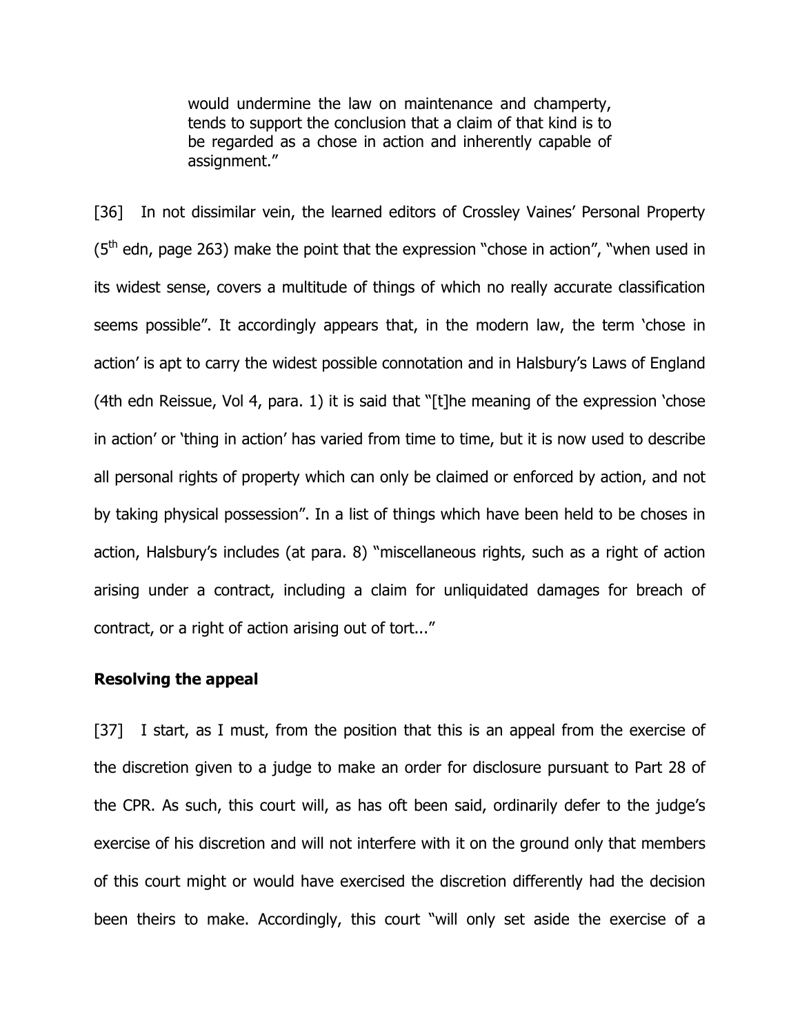> would undermine the law on maintenance and champerty, tends to support the conclusion that a claim of that kind is to be regarded as a chose in action and inherently capable of assignment."

[36] In not dissimilar vein, the learned editors of Crossley Vaines' Personal Property (5th edn, page 263) make the point that the expression "chose in action", "when used in its widest sense, covers a multitude of things of which no really accurate classification seems possible". It accordingly appears that, in the modern law, the term 'chose in action' is apt to carry the widest possible connotation and in Halsbury's Laws of England (4th edn Reissue, Vol 4, para. 1) it is said that "[t]he meaning of the expression 'chose in action' or 'thing in action' has varied from time to time, but it is now used to describe all personal rights of property which can only be claimed or enforced by action, and not by taking physical possession". In a list of things which have been held to be choses in action, Halsbury's includes (at para. 8) "miscellaneous rights, such as a right of action arising under a contract, including a claim for unliquidated damages for breach of contract, or a right of action arising out of tort..."

**Resolving the appeal**

[37] I start, as I must, from the position that this is an appeal from the exercise of the discretion given to a judge to make an order for disclosure pursuant to Part 28 of the CPR. As such, this court will, as has oft been said, ordinarily defer to the judge's exercise of his discretion and will not interfere with it on the ground only that members of this court might or would have exercised the discretion differently had the decision been theirs to make. Accordingly, this court "will only set aside the exercise of a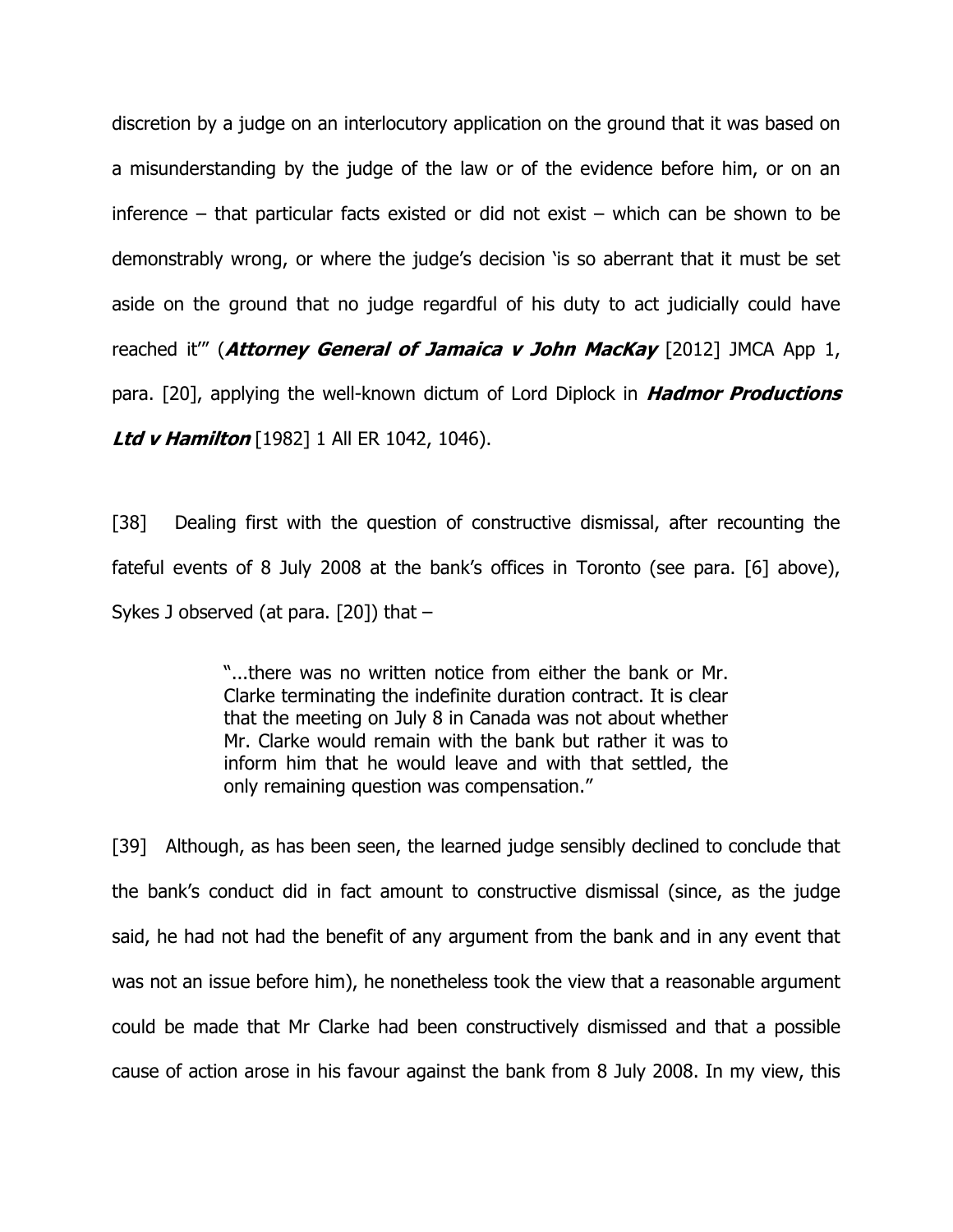discretion by a judge on an interlocutory application on the ground that it was based on a misunderstanding by the judge of the law or of the evidence before him, or on an inference – that particular facts existed or did not exist – which can be shown to be demonstrably wrong, or where the judge's decision 'is so aberrant that it must be set aside on the ground that no judge regardful of his duty to act judicially could have reached it'" (***Attorney General of Jamaica v John MacKay*** [2012] JMCA App 1, para. [20], applying the well-known dictum of Lord Diplock in ***Hadmor Productions Ltd v Hamilton*** [1982] 1 All ER 1042, 1046).

[38] Dealing first with the question of constructive dismissal, after recounting the fateful events of 8 July 2008 at the bank's offices in Toronto (see para. [6] above), Sykes J observed (at para. [20]) that –

> "...there was no written notice from either the bank or Mr. Clarke terminating the indefinite duration contract. It is clear that the meeting on July 8 in Canada was not about whether Mr. Clarke would remain with the bank but rather it was to inform him that he would leave and with that settled, the only remaining question was compensation."

[39] Although, as has been seen, the learned judge sensibly declined to conclude that the bank's conduct did in fact amount to constructive dismissal (since, as the judge said, he had not had the benefit of any argument from the bank and in any event that was not an issue before him), he nonetheless took the view that a reasonable argument could be made that Mr Clarke had been constructively dismissed and that a possible cause of action arose in his favour against the bank from 8 July 2008. In my view, this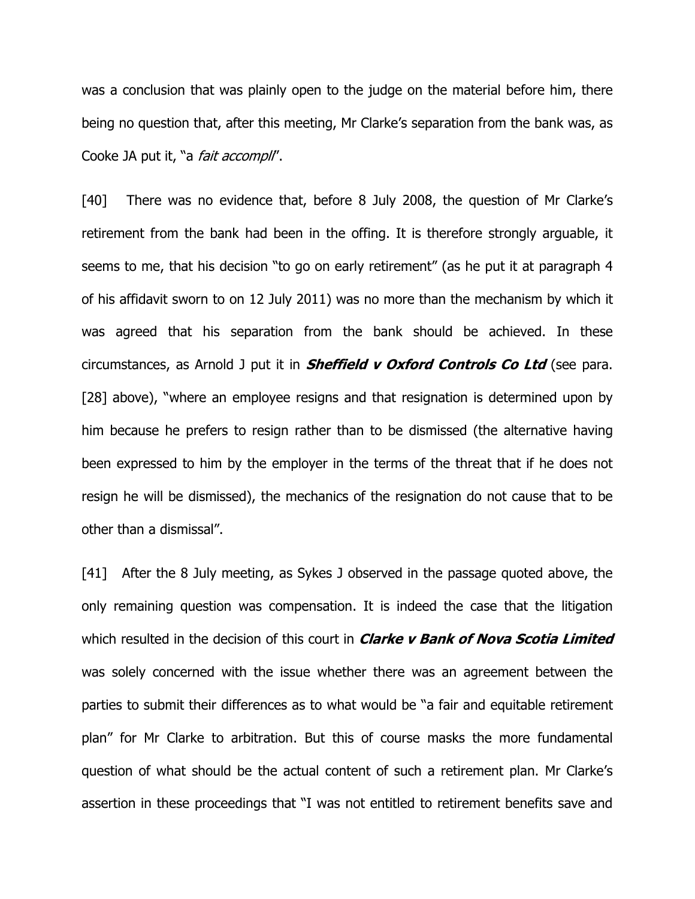was a conclusion that was plainly open to the judge on the material before him, there being no question that, after this meeting, Mr Clarke's separation from the bank was, as Cooke JA put it, "a *fait accompli*".

[40] There was no evidence that, before 8 July 2008, the question of Mr Clarke's retirement from the bank had been in the offing. It is therefore strongly arguable, it seems to me, that his decision "to go on early retirement" (as he put it at paragraph 4 of his affidavit sworn to on 12 July 2011) was no more than the mechanism by which it was agreed that his separation from the bank should be achieved. In these circumstances, as Arnold J put it in ***Sheffield v Oxford Controls Co Ltd*** (see para. [28] above), "where an employee resigns and that resignation is determined upon by him because he prefers to resign rather than to be dismissed (the alternative having been expressed to him by the employer in the terms of the threat that if he does not resign he will be dismissed), the mechanics of the resignation do not cause that to be other than a dismissal".

[41] After the 8 July meeting, as Sykes J observed in the passage quoted above, the only remaining question was compensation. It is indeed the case that the litigation which resulted in the decision of this court in ***Clarke v Bank of Nova Scotia Limited*** was solely concerned with the issue whether there was an agreement between the parties to submit their differences as to what would be "a fair and equitable retirement plan" for Mr Clarke to arbitration. But this of course masks the more fundamental question of what should be the actual content of such a retirement plan. Mr Clarke's assertion in these proceedings that "I was not entitled to retirement benefits save and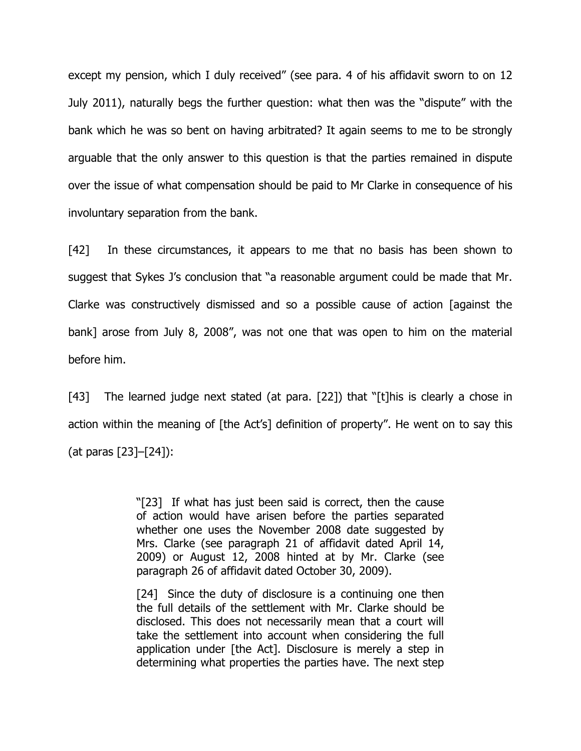except my pension, which I duly received" (see para. 4 of his affidavit sworn to on 12 July 2011), naturally begs the further question: what then was the "dispute" with the bank which he was so bent on having arbitrated? It again seems to me to be strongly arguable that the only answer to this question is that the parties remained in dispute over the issue of what compensation should be paid to Mr Clarke in consequence of his involuntary separation from the bank.

[42] In these circumstances, it appears to me that no basis has been shown to suggest that Sykes J's conclusion that "a reasonable argument could be made that Mr. Clarke was constructively dismissed and so a possible cause of action [against the bank] arose from July 8, 2008", was not one that was open to him on the material before him.

[43] The learned judge next stated (at para. [22]) that "[t]his is clearly a chose in action within the meaning of [the Act's] definition of property". He went on to say this (at paras [23]–[24]):

> "[23] If what has just been said is correct, then the cause of action would have arisen before the parties separated whether one uses the November 2008 date suggested by Mrs. Clarke (see paragraph 21 of affidavit dated April 14, 2009) or August 12, 2008 hinted at by Mr. Clarke (see paragraph 26 of affidavit dated October 30, 2009).
>
> [24] Since the duty of disclosure is a continuing one then the full details of the settlement with Mr. Clarke should be disclosed. This does not necessarily mean that a court will take the settlement into account when considering the full application under [the Act]. Disclosure is merely a step in determining what properties the parties have. The next step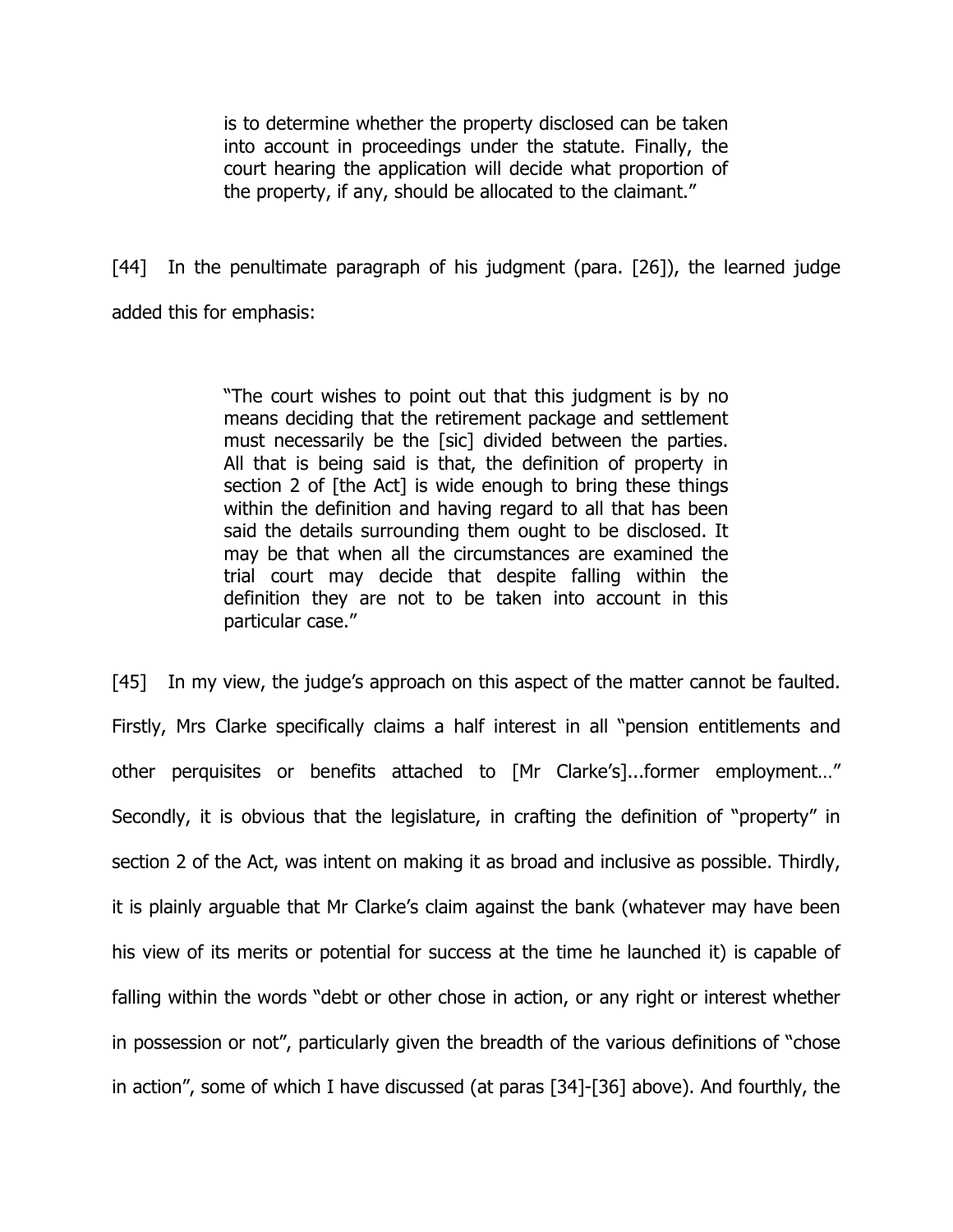> is to determine whether the property disclosed can be taken into account in proceedings under the statute. Finally, the court hearing the application will decide what proportion of the property, if any, should be allocated to the claimant."

[44] In the penultimate paragraph of his judgment (para. [26]), the learned judge added this for emphasis:

> "The court wishes to point out that this judgment is by no means deciding that the retirement package and settlement must necessarily be the [sic] divided between the parties. All that is being said is that, the definition of property in section 2 of [the Act] is wide enough to bring these things within the definition and having regard to all that has been said the details surrounding them ought to be disclosed. It may be that when all the circumstances are examined the trial court may decide that despite falling within the definition they are not to be taken into account in this particular case."

[45] In my view, the judge's approach on this aspect of the matter cannot be faulted. Firstly, Mrs Clarke specifically claims a half interest in all "pension entitlements and other perquisites or benefits attached to [Mr Clarke's]...former employment…" Secondly, it is obvious that the legislature, in crafting the definition of "property" in section 2 of the Act, was intent on making it as broad and inclusive as possible. Thirdly, it is plainly arguable that Mr Clarke's claim against the bank (whatever may have been his view of its merits or potential for success at the time he launched it) is capable of falling within the words "debt or other chose in action, or any right or interest whether in possession or not", particularly given the breadth of the various definitions of "chose in action", some of which I have discussed (at paras [34]-[36] above). And fourthly, the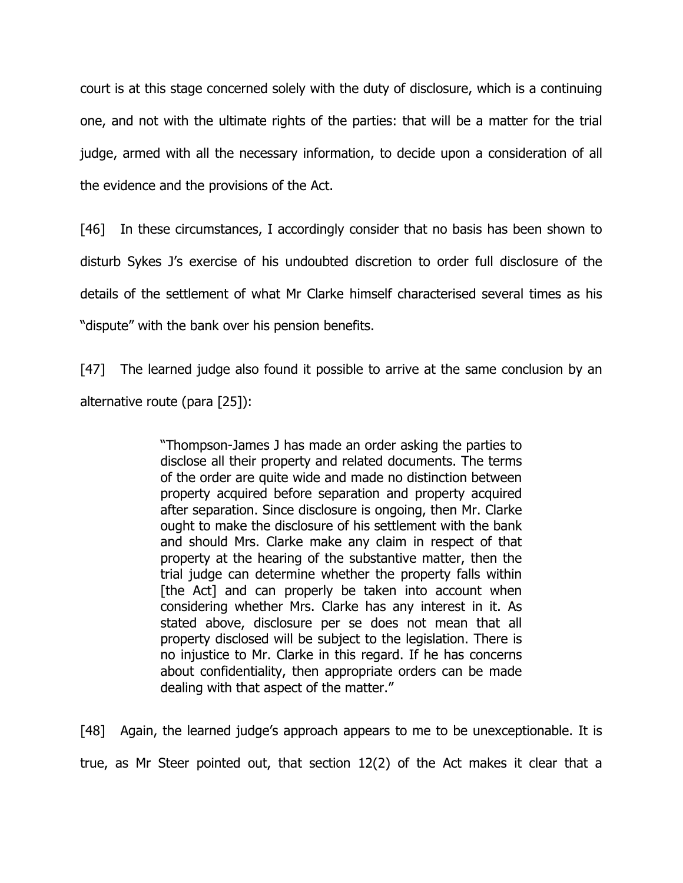court is at this stage concerned solely with the duty of disclosure, which is a continuing one, and not with the ultimate rights of the parties: that will be a matter for the trial judge, armed with all the necessary information, to decide upon a consideration of all the evidence and the provisions of the Act.

[46] In these circumstances, I accordingly consider that no basis has been shown to disturb Sykes J's exercise of his undoubted discretion to order full disclosure of the details of the settlement of what Mr Clarke himself characterised several times as his "dispute" with the bank over his pension benefits.

[47] The learned judge also found it possible to arrive at the same conclusion by an alternative route (para [25]):

> "Thompson-James J has made an order asking the parties to disclose all their property and related documents. The terms of the order are quite wide and made no distinction between property acquired before separation and property acquired after separation. Since disclosure is ongoing, then Mr. Clarke ought to make the disclosure of his settlement with the bank and should Mrs. Clarke make any claim in respect of that property at the hearing of the substantive matter, then the trial judge can determine whether the property falls within [the Act] and can properly be taken into account when considering whether Mrs. Clarke has any interest in it. As stated above, disclosure per se does not mean that all property disclosed will be subject to the legislation. There is no injustice to Mr. Clarke in this regard. If he has concerns about confidentiality, then appropriate orders can be made dealing with that aspect of the matter."

[48] Again, the learned judge's approach appears to me to be unexceptionable. It is true, as Mr Steer pointed out, that section 12(2) of the Act makes it clear that a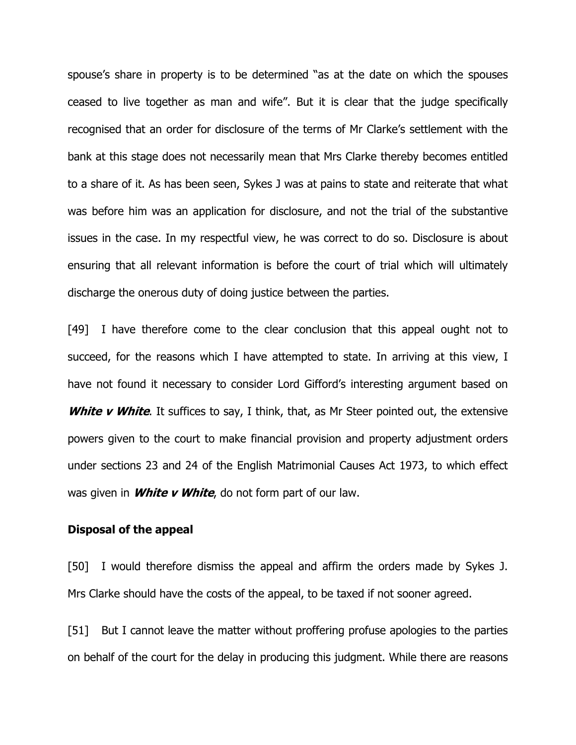spouse's share in property is to be determined "as at the date on which the spouses ceased to live together as man and wife". But it is clear that the judge specifically recognised that an order for disclosure of the terms of Mr Clarke's settlement with the bank at this stage does not necessarily mean that Mrs Clarke thereby becomes entitled to a share of it. As has been seen, Sykes J was at pains to state and reiterate that what was before him was an application for disclosure, and not the trial of the substantive issues in the case. In my respectful view, he was correct to do so. Disclosure is about ensuring that all relevant information is before the court of trial which will ultimately discharge the onerous duty of doing justice between the parties.

[49] I have therefore come to the clear conclusion that this appeal ought not to succeed, for the reasons which I have attempted to state. In arriving at this view, I have not found it necessary to consider Lord Gifford's interesting argument based on ***White v White***. It suffices to say, I think, that, as Mr Steer pointed out, the extensive powers given to the court to make financial provision and property adjustment orders under sections 23 and 24 of the English Matrimonial Causes Act 1973, to which effect was given in ***White v White***, do not form part of our law.

**Disposal of the appeal**

[50] I would therefore dismiss the appeal and affirm the orders made by Sykes J. Mrs Clarke should have the costs of the appeal, to be taxed if not sooner agreed.

[51] But I cannot leave the matter without proffering profuse apologies to the parties on behalf of the court for the delay in producing this judgment. While there are reasons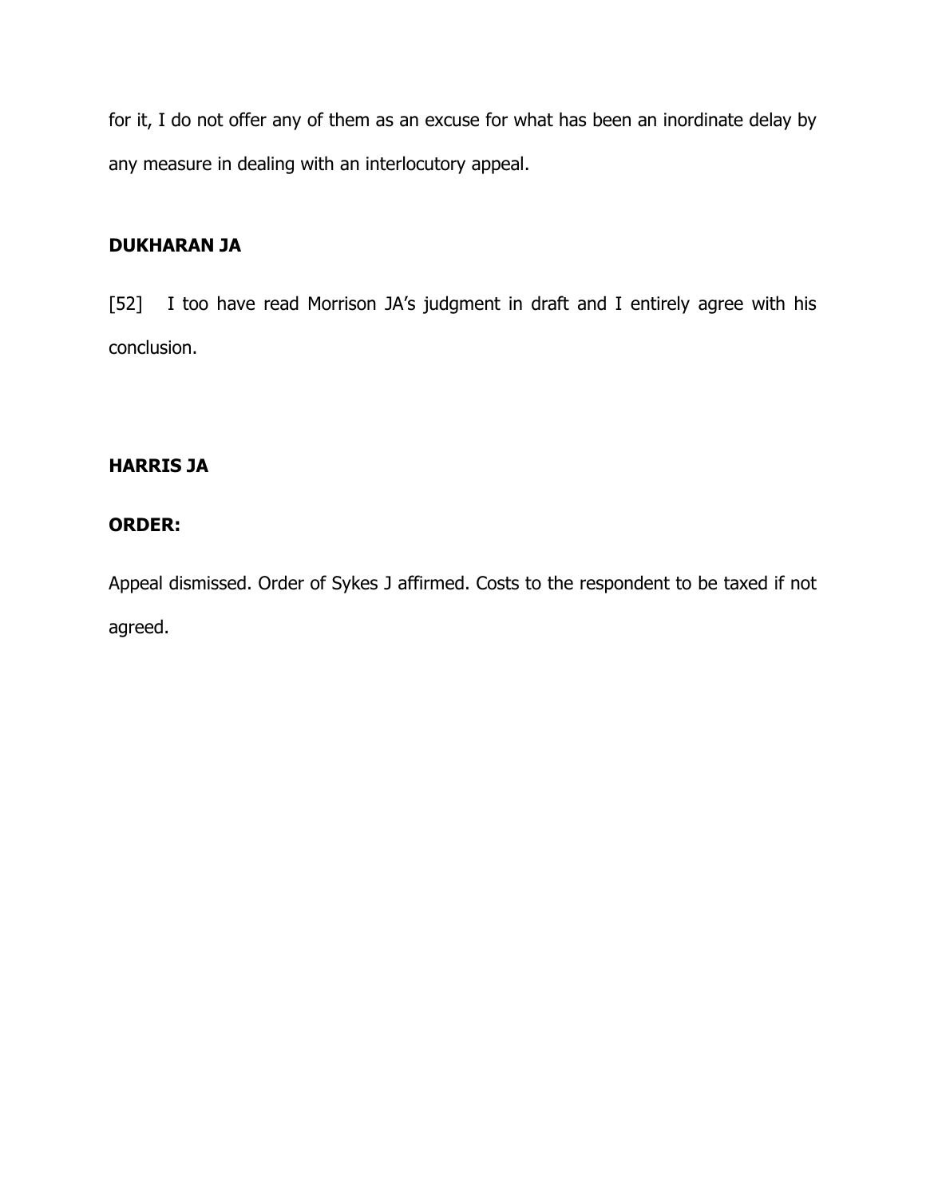for it, I do not offer any of them as an excuse for what has been an inordinate delay by any measure in dealing with an interlocutory appeal.

**DUKHARAN JA**

[52] I too have read Morrison JA's judgment in draft and I entirely agree with his conclusion.

**HARRIS JA**

**ORDER:**

Appeal dismissed. Order of Sykes J affirmed. Costs to the respondent to be taxed if not agreed.